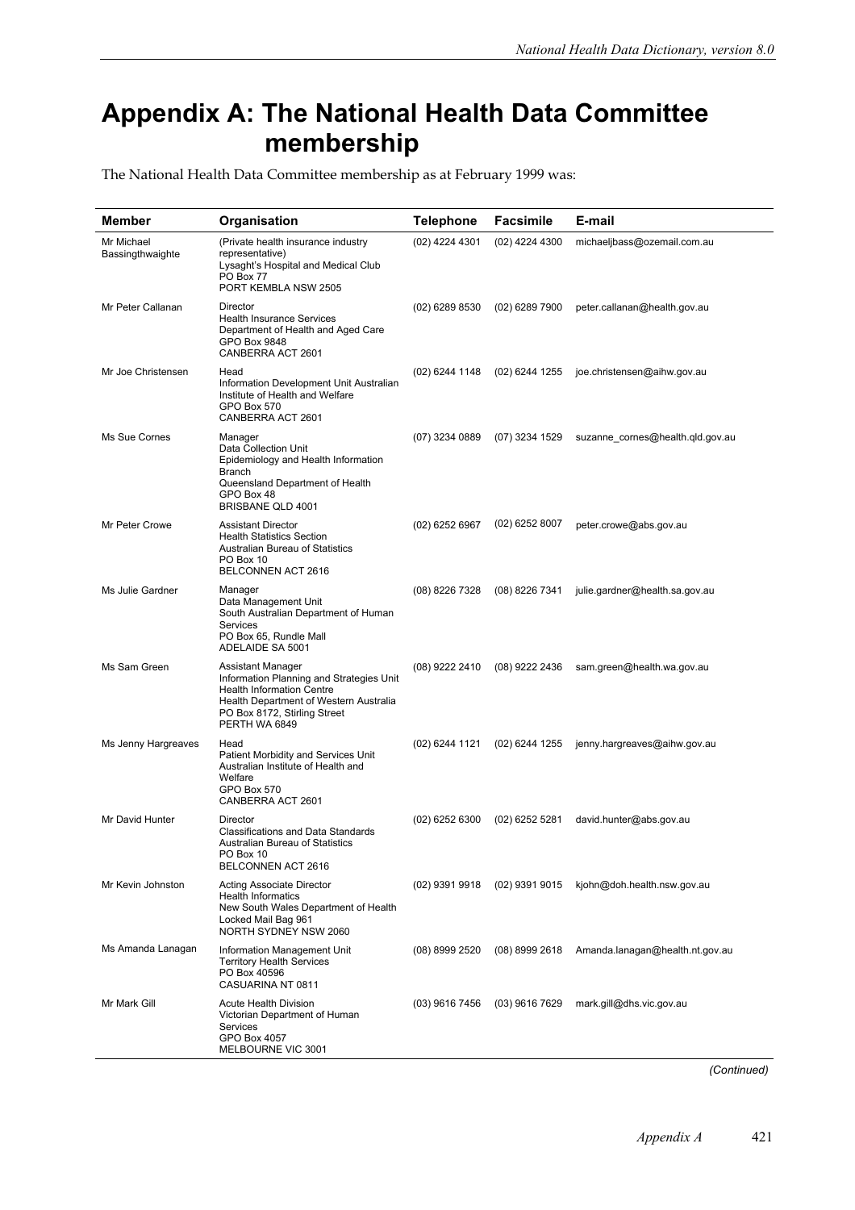# Appendix A: The National Health Data Committee membership

The National Health Data Committee membership as at February 1999 was:

| Member | Organisation | Telephone | Facsimile | E-mail |
|---|---|---|---|---|
| Mr Michael Bassingthwaighte | (Private health insurance industry representative) Lysaght's Hospital and Medical Club PO Box 77 PORT KEMBLA NSW 2505 | (02) 4224 4301 | (02) 4224 4300 | michaeljbass@ozemail.com.au |
| Mr Peter Callanan | Director Health Insurance Services Department of Health and Aged Care GPO Box 9848 CANBERRA ACT 2601 | (02) 6289 8530 | (02) 6289 7900 | peter.callanan@health.gov.au |
| Mr Joe Christensen | Head Information Development Unit Australian Institute of Health and Welfare GPO Box 570 CANBERRA ACT 2601 | (02) 6244 1148 | (02) 6244 1255 | joe.christensen@aihw.gov.au |
| Ms Sue Cornes | Manager Data Collection Unit Epidemiology and Health Information Branch Queensland Department of Health GPO Box 48 BRISBANE QLD 4001 | (07) 3234 0889 | (07) 3234 1529 | suzanne_cornes@health.qld.gov.au |
| Mr Peter Crowe | Assistant Director Health Statistics Section Australian Bureau of Statistics PO Box 10 BELCONNEN ACT 2616 | (02) 6252 6967 | (02) 6252 8007 | peter.crowe@abs.gov.au |
| Ms Julie Gardner | Manager Data Management Unit South Australian Department of Human Services PO Box 65, Rundle Mall ADELAIDE SA 5001 | (08) 8226 7328 | (08) 8226 7341 | julie.gardner@health.sa.gov.au |
| Ms Sam Green | Assistant Manager Information Planning and Strategies Unit Health Information Centre Health Department of Western Australia PO Box 8172, Stirling Street PERTH WA 6849 | (08) 9222 2410 | (08) 9222 2436 | sam.green@health.wa.gov.au |
| Ms Jenny Hargreaves | Head Patient Morbidity and Services Unit Australian Institute of Health and Welfare GPO Box 570 CANBERRA ACT 2601 | (02) 6244 1121 | (02) 6244 1255 | jenny.hargreaves@aihw.gov.au |
| Mr David Hunter | Director Classifications and Data Standards Australian Bureau of Statistics PO Box 10 BELCONNEN ACT 2616 | (02) 6252 6300 | (02) 6252 5281 | david.hunter@abs.gov.au |
| Mr Kevin Johnston | Acting Associate Director Health Informatics New South Wales Department of Health Locked Mail Bag 961 NORTH SYDNEY NSW 2060 | (02) 9391 9918 | (02) 9391 9015 | kjohn@doh.health.nsw.gov.au |
| Ms Amanda Lanagan | Information Management Unit Territory Health Services PO Box 40596 CASUARINA NT 0811 | (08) 8999 2520 | (08) 8999 2618 | Amanda.lanagan@health.nt.gov.au |
| Mr Mark Gill | Acute Health Division Victorian Department of Human Services GPO Box 4057 MELBOURNE VIC 3001 | (03) 9616 7456 | (03) 9616 7629 | mark.gill@dhs.vic.gov.au |

*(Continued)*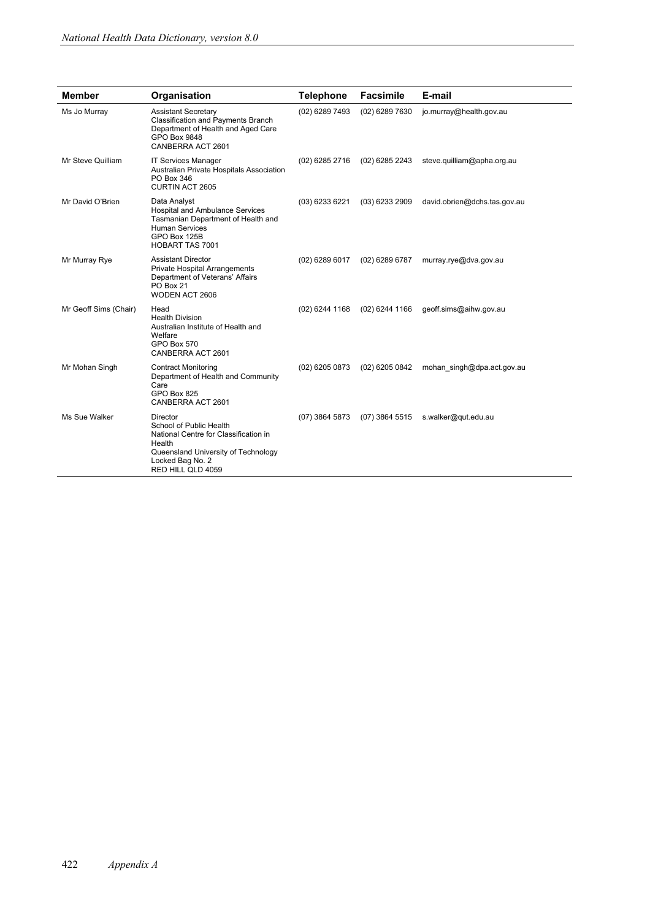| Member | Organisation | Telephone | Facsimile | E-mail |
| --- | --- | --- | --- | --- |
| Ms Jo Murray | Assistant Secretary<br>Classification and Payments Branch<br>Department of Health and Aged Care<br>GPO Box 9848<br>CANBERRA ACT 2601 | (02) 6289 7493 | (02) 6289 7630 | jo.murray@health.gov.au |
| Mr Steve Quilliam | IT Services Manager<br>Australian Private Hospitals Association<br>PO Box 346<br>CURTIN ACT 2605 | (02) 6285 2716 | (02) 6285 2243 | steve.quilliam@apha.org.au |
| Mr David O'Brien | Data Analyst<br>Hospital and Ambulance Services<br>Tasmanian Department of Health and Human Services<br>GPO Box 125B<br>HOBART TAS 7001 | (03) 6233 6221 | (03) 6233 2909 | david.obrien@dchs.tas.gov.au |
| Mr Murray Rye | Assistant Director<br>Private Hospital Arrangements<br>Department of Veterans' Affairs<br>PO Box 21<br>WODEN ACT 2606 | (02) 6289 6017 | (02) 6289 6787 | murray.rye@dva.gov.au |
| Mr Geoff Sims (Chair) | Head<br>Health Division<br>Australian Institute of Health and Welfare<br>GPO Box 570<br>CANBERRA ACT 2601 | (02) 6244 1168 | (02) 6244 1166 | geoff.sims@aihw.gov.au |
| Mr Mohan Singh | Contract Monitoring<br>Department of Health and Community Care<br>GPO Box 825<br>CANBERRA ACT 2601 | (02) 6205 0873 | (02) 6205 0842 | mohan_singh@dpa.act.gov.au |
| Ms Sue Walker | Director<br>School of Public Health<br>National Centre for Classification in Health<br>Queensland University of Technology<br>Locked Bag No. 2<br>RED HILL QLD 4059 | (07) 3864 5873 | (07) 3864 5515 | s.walker@qut.edu.au |